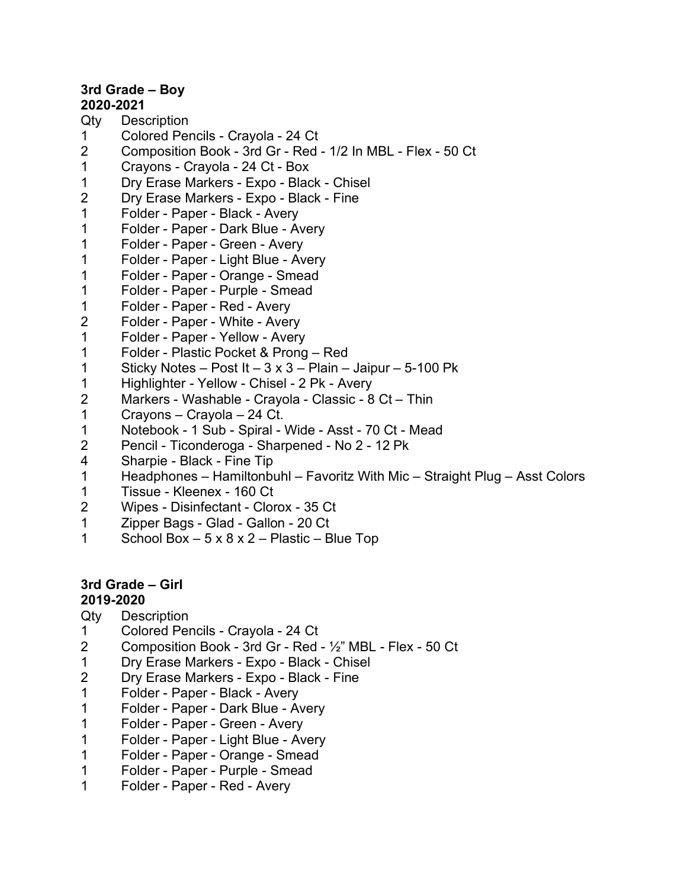**3rd Grade – Boy**
**2020-2021**

| Qty | Description |
|---|---|
| 1 | Colored Pencils - Crayola - 24 Ct |
| 2 | Composition Book - 3rd Gr - Red - 1/2 In MBL - Flex - 50 Ct |
| 1 | Crayons - Crayola - 24 Ct - Box |
| 1 | Dry Erase Markers - Expo - Black - Chisel |
| 2 | Dry Erase Markers - Expo - Black - Fine |
| 1 | Folder - Paper - Black - Avery |
| 1 | Folder - Paper - Dark Blue - Avery |
| 1 | Folder - Paper - Green - Avery |
| 1 | Folder - Paper - Light Blue - Avery |
| 1 | Folder - Paper - Orange - Smead |
| 1 | Folder - Paper - Purple - Smead |
| 1 | Folder - Paper - Red - Avery |
| 2 | Folder - Paper - White - Avery |
| 1 | Folder - Paper - Yellow - Avery |
| 1 | Folder - Plastic Pocket & Prong – Red |
| 1 | Sticky Notes – Post It – 3 x 3 – Plain – Jaipur – 5-100 Pk |
| 1 | Highlighter - Yellow - Chisel - 2 Pk - Avery |
| 2 | Markers - Washable - Crayola - Classic - 8 Ct – Thin |
| 1 | Crayons – Crayola – 24 Ct. |
| 1 | Notebook - 1 Sub - Spiral - Wide - Asst - 70 Ct - Mead |
| 2 | Pencil - Ticonderoga - Sharpened - No 2 - 12 Pk |
| 4 | Sharpie - Black - Fine Tip |
| 1 | Headphones – Hamiltonbuhl – Favoritz With Mic – Straight Plug – Asst Colors |
| 1 | Tissue - Kleenex - 160 Ct |
| 2 | Wipes - Disinfectant - Clorox - 35 Ct |
| 1 | Zipper Bags - Glad - Gallon - 20 Ct |
| 1 | School Box – 5 x 8 x 2 – Plastic – Blue Top |

**3rd Grade – Girl**
**2019-2020**

| Qty | Description |
|---|---|
| 1 | Colored Pencils - Crayola - 24 Ct |
| 2 | Composition Book - 3rd Gr - Red - ½" MBL - Flex - 50 Ct |
| 1 | Dry Erase Markers - Expo - Black - Chisel |
| 2 | Dry Erase Markers - Expo - Black - Fine |
| 1 | Folder - Paper - Black - Avery |
| 1 | Folder - Paper - Dark Blue - Avery |
| 1 | Folder - Paper - Green - Avery |
| 1 | Folder - Paper - Light Blue - Avery |
| 1 | Folder - Paper - Orange - Smead |
| 1 | Folder - Paper - Purple - Smead |
| 1 | Folder - Paper - Red - Avery |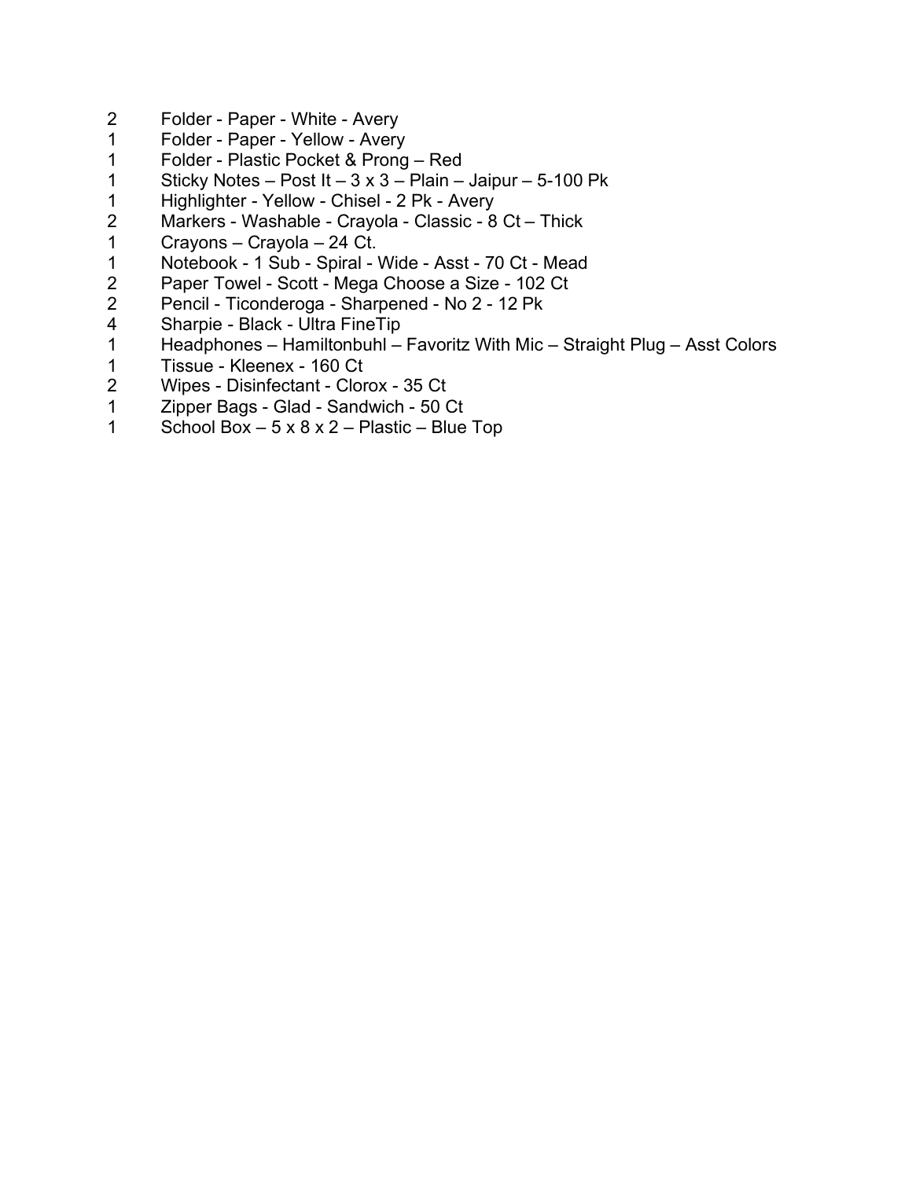| | |
|---|---|
| 2 | Folder - Paper - White - Avery |
| 1 | Folder - Paper - Yellow - Avery |
| 1 | Folder - Plastic Pocket & Prong – Red |
| 1 | Sticky Notes – Post It – 3 x 3 – Plain – Jaipur – 5-100 Pk |
| 1 | Highlighter - Yellow - Chisel - 2 Pk - Avery |
| 2 | Markers - Washable - Crayola - Classic - 8 Ct – Thick |
| 1 | Crayons – Crayola – 24 Ct. |
| 1 | Notebook - 1 Sub - Spiral - Wide - Asst - 70 Ct - Mead |
| 2 | Paper Towel - Scott - Mega Choose a Size - 102 Ct |
| 2 | Pencil - Ticonderoga - Sharpened - No 2 - 12 Pk |
| 4 | Sharpie - Black - Ultra FineTip |
| 1 | Headphones – Hamiltonbuhl – Favoritz With Mic – Straight Plug – Asst Colors |
| 1 | Tissue - Kleenex - 160 Ct |
| 2 | Wipes - Disinfectant - Clorox - 35 Ct |
| 1 | Zipper Bags - Glad - Sandwich - 50 Ct |
| 1 | School Box – 5 x 8 x 2 – Plastic – Blue Top |